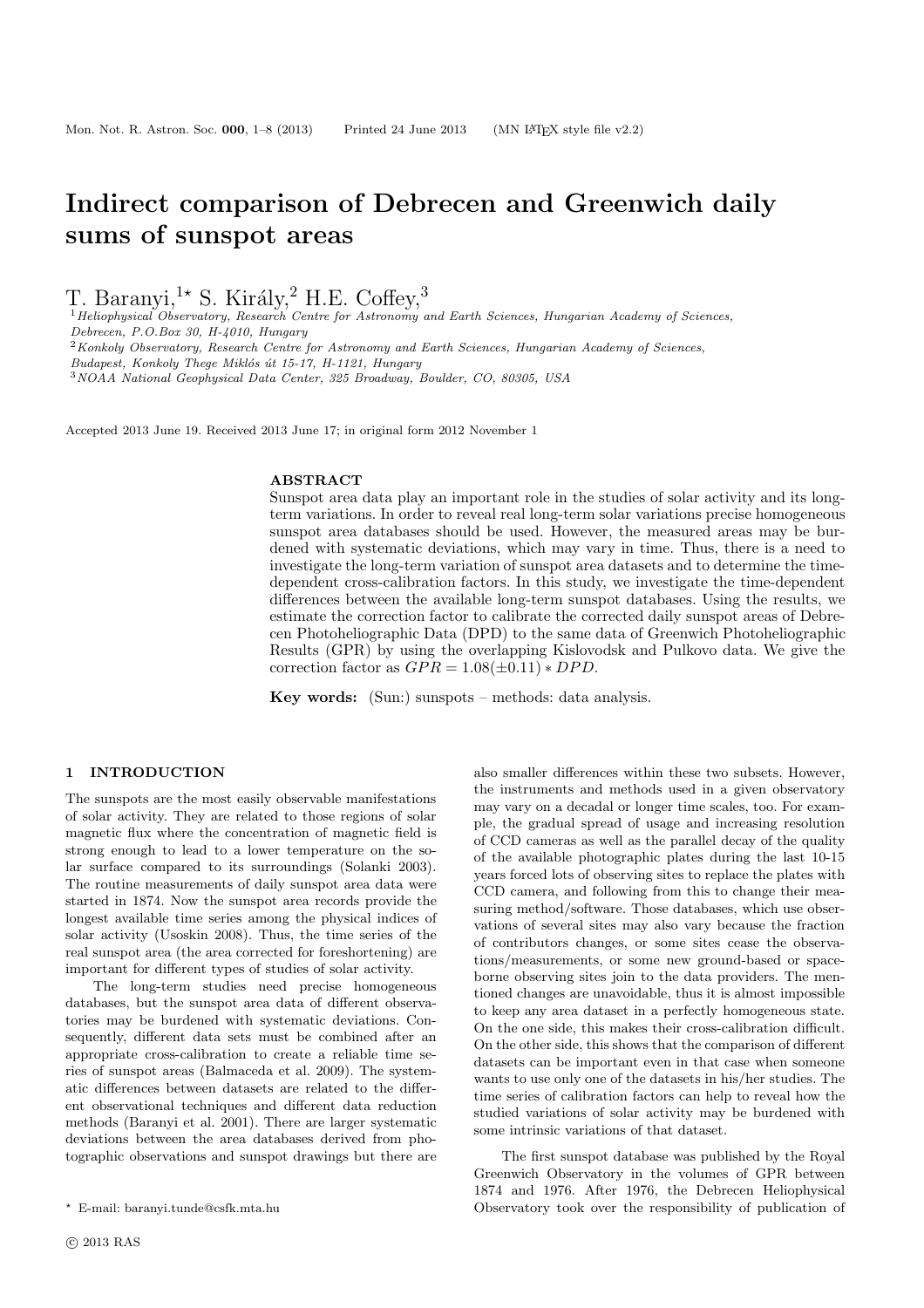# Indirect comparison of Debrecen and Greenwich daily sums of sunspot areas

T. Baranyi,[1⋆] S. Király,[2] H.E. Coffey,[3]

[1] *Heliophysical Observatory, Research Centre for Astronomy and Earth Sciences, Hungarian Academy of Sciences, Debrecen, P.O.Box 30, H-4010, Hungary*

[2] *Konkoly Observatory, Research Centre for Astronomy and Earth Sciences, Hungarian Academy of Sciences, Budapest, Konkoly Thege Miklós út 15-17, H-1121, Hungary*

[3] *NOAA National Geophysical Data Center, 325 Broadway, Boulder, CO, 80305, USA*

Accepted 2013 June 19. Received 2013 June 17; in original form 2012 November 1

## ABSTRACT

Sunspot area data play an important role in the studies of solar activity and its long-term variations. In order to reveal real long-term solar variations precise homogeneous sunspot area databases should be used. However, the measured areas may be burdened with systematic deviations, which may vary in time. Thus, there is a need to investigate the long-term variation of sunspot area datasets and to determine the time-dependent cross-calibration factors. In this study, we investigate the time-dependent differences between the available long-term sunspot databases. Using the results, we estimate the correction factor to calibrate the corrected daily sunspot areas of Debrecen Photoheliographic Data (DPD) to the same data of Greenwich Photoheliographic Results (GPR) by using the overlapping Kislovodsk and Pulkovo data. We give the correction factor as $GPR = 1.08(\pm 0.11) * DPD$.

**Key words:** (Sun:) sunspots – methods: data analysis.

## 1 INTRODUCTION

The sunspots are the most easily observable manifestations of solar activity. They are related to those regions of solar magnetic flux where the concentration of magnetic field is strong enough to lead to a lower temperature on the solar surface compared to its surroundings (Solanki 2003). The routine measurements of daily sunspot area data were started in 1874. Now the sunspot area records provide the longest available time series among the physical indices of solar activity (Usoskin 2008). Thus, the time series of the real sunspot area (the area corrected for foreshortening) are important for different types of studies of solar activity.

The long-term studies need precise homogeneous databases, but the sunspot area data of different observatories may be burdened with systematic deviations. Consequently, different data sets must be combined after an appropriate cross-calibration to create a reliable time series of sunspot areas (Balmaceda et al. 2009). The systematic differences between datasets are related to the different observational techniques and different data reduction methods (Baranyi et al. 2001). There are larger systematic deviations between the area databases derived from photographic observations and sunspot drawings but there are also smaller differences within these two subsets. However, the instruments and methods used in a given observatory may vary on a decadal or longer time scales, too. For example, the gradual spread of usage and increasing resolution of CCD cameras as well as the parallel decay of the quality of the available photographic plates during the last 10-15 years forced lots of observing sites to replace the plates with CCD camera, and following from this to change their measuring method/software. Those databases, which use observations of several sites may also vary because the fraction of contributors changes, or some sites cease the observations/measurements, or some new ground-based or spaceborne observing sites join to the data providers. The mentioned changes are unavoidable, thus it is almost impossible to keep any area dataset in a perfectly homogeneous state. On the one side, this makes their cross-calibration difficult. On the other side, this shows that the comparison of different datasets can be important even in that case when someone wants to use only one of the datasets in his/her studies. The time series of calibration factors can help to reveal how the studied variations of solar activity may be burdened with some intrinsic variations of that dataset.

The first sunspot database was published by the Royal Greenwich Observatory in the volumes of GPR between 1874 and 1976. After 1976, the Debrecen Heliophysical Observatory took over the responsibility of publication of

⋆ E-mail: baranyi.tunde@csfk.mta.hu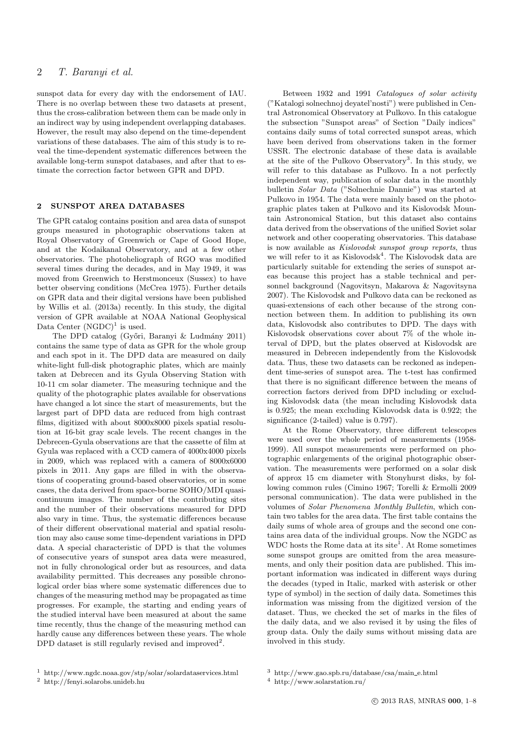sunspot data for every day with the endorsement of IAU. There is no overlap between these two datasets at present, thus the cross-calibration between them can be made only in an indirect way by using independent overlapping databases. However, the result may also depend on the time-dependent variations of these databases. The aim of this study is to reveal the time-dependent systematic differences between the available long-term sunspot databases, and after that to estimate the correction factor between GPR and DPD.

## 2 SUNSPOT AREA DATABASES

The GPR catalog contains position and area data of sunspot groups measured in photographic observations taken at Royal Observatory of Greenwich or Cape of Good Hope, and at the Kodaikanal Observatory, and at a few other observatories. The photoheliograph of RGO was modified several times during the decades, and in May 1949, it was moved from Greenwich to Herstmonceux (Sussex) to have better observing conditions (McCrea 1975). Further details on GPR data and their digital versions have been published by Willis et al. (2013a) recently. In this study, the digital version of GPR available at NOAA National Geophysical Data Center (NGDC)[1] is used.

The DPD catalog (Győri, Baranyi & Ludmány 2011) contains the same type of data as GPR for the whole group and each spot in it. The DPD data are measured on daily white-light full-disk photographic plates, which are mainly taken at Debrecen and its Gyula Observing Station with 10-11 cm solar diameter. The measuring technique and the quality of the photographic plates available for observations have changed a lot since the start of measurements, but the largest part of DPD data are reduced from high contrast films, digitized with about 8000x8000 pixels spatial resolution at 16-bit gray scale levels. The recent changes in the Debrecen-Gyula observations are that the cassette of film at Gyula was replaced with a CCD camera of 4000x4000 pixels in 2009, which was replaced with a camera of 8000x6000 pixels in 2011. Any gaps are filled in with the observations of cooperating ground-based observatories, or in some cases, the data derived from space-borne SOHO/MDI quasi-continuum images. The number of the contributing sites and the number of their observations measured for DPD also vary in time. Thus, the systematic differences because of their different observational material and spatial resolution may also cause some time-dependent variations in DPD data. A special characteristic of DPD is that the volumes of consecutive years of sunspot area data were measured, not in fully chronological order but as resources, and data availability permitted. This decreases any possible chronological order bias where some systematic differences due to changes of the measuring method may be propagated as time progresses. For example, the starting and ending years of the studied interval have been measured at about the same time recently, thus the change of the measuring method can hardly cause any differences between these years. The whole DPD dataset is still regularly revised and improved[2].

Between 1932 and 1991 *Catalogues of solar activity* ("Katalogi solnechnoj deyatel'nosti") were published in Central Astronomical Observatory at Pulkovo. In this catalogue the subsection "Sunspot areas" of Section "Daily indices" contains daily sums of total corrected sunspot areas, which have been derived from observations taken in the former USSR. The electronic database of these data is available at the site of the Pulkovo Observatory[3]. In this study, we will refer to this database as Pulkovo. In a not perfectly independent way, publication of solar data in the monthly bulletin *Solar Data* ("Solnechnie Dannie") was started at Pulkovo in 1954. The data were mainly based on the photographic plates taken at Pulkovo and its Kislovodsk Mountain Astronomical Station, but this dataset also contains data derived from the observations of the unified Soviet solar network and other cooperating observatories. This database is now available as *Kislovodsk sunspot group reports*, thus we will refer to it as Kislovodsk[4]. The Kislovodsk data are particularly suitable for extending the series of sunspot areas because this project has a stable technical and personnel background (Nagovitsyn, Makarova & Nagovitsyna 2007). The Kislovodsk and Pulkovo data can be reckoned as quasi-extensions of each other because of the strong connection between them. In addition to publishing its own data, Kislovodsk also contributes to DPD. The days with Kislovodsk observations cover about 7% of the whole interval of DPD, but the plates observed at Kislovodsk are measured in Debrecen independently from the Kislovodsk data. Thus, these two datasets can be reckoned as independent time-series of sunspot area. The t-test has confirmed that there is no significant difference between the means of correction factors derived from DPD including or excluding Kislovodsk data (the mean including Kislovodsk data is 0.925; the mean excluding Kislovodsk data is 0.922; the significance (2-tailed) value is 0.797).

At the Rome Observatory, three different telescopes were used over the whole period of measurements (1958-1999). All sunspot measurements were performed on photographic enlargements of the original photographic observation. The measurements were performed on a solar disk of approx 15 cm diameter with Stonyhurst disks, by following common rules (Cimino 1967; Torelli & Ermolli 2009 personal communication). The data were published in the volumes of *Solar Phenomena Monthly Bulletin*, which contain two tables for the area data. The first table contains the daily sums of whole area of groups and the second one contains area data of the individual groups. Now the NGDC as WDC hosts the Rome data at its site[1]. At Rome sometimes some sunspot groups are omitted from the area measurements, and only their position data are published. This important information was indicated in different ways during the decades (typed in Italic, marked with asterisk or other type of symbol) in the section of daily data. Sometimes this information was missing from the digitized version of the dataset. Thus, we checked the set of marks in the files of the daily data, and we also revised it by using the files of group data. Only the daily sums without missing data are involved in this study.

[1] http://www.ngdc.noaa.gov/stp/solar/solardataservices.html
[2] http://fenyi.solarobs.unideb.hu
[3] http://www.gao.spb.ru/database/csa/main_e.html
[4] http://www.solarstation.ru/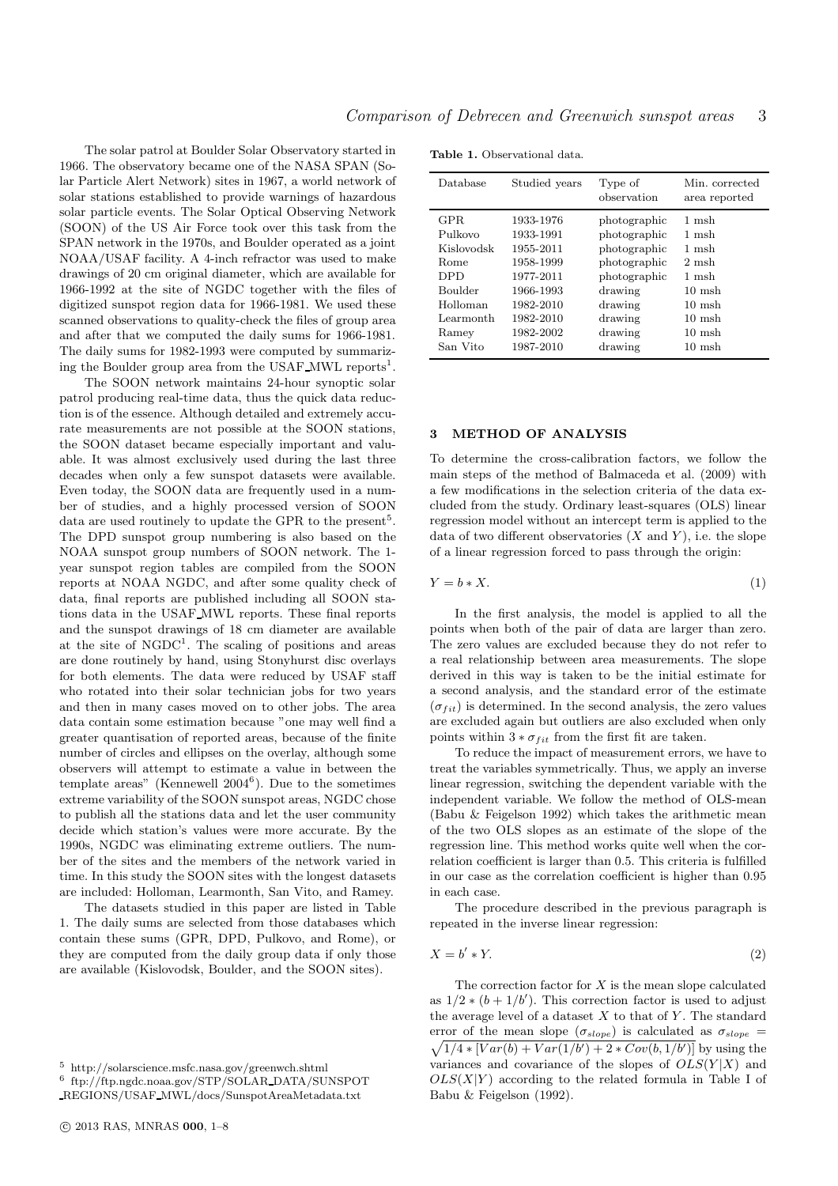The solar patrol at Boulder Solar Observatory started in 1966. The observatory became one of the NASA SPAN (Solar Particle Alert Network) sites in 1967, a world network of solar stations established to provide warnings of hazardous solar particle events. The Solar Optical Observing Network (SOON) of the US Air Force took over this task from the SPAN network in the 1970s, and Boulder operated as a joint NOAA/USAF facility. A 4-inch refractor was used to make drawings of 20 cm original diameter, which are available for 1966-1992 at the site of NGDC together with the files of digitized sunspot region data for 1966-1981. We used these scanned observations to quality-check the files of group area and after that we computed the daily sums for 1966-1981. The daily sums for 1982-1993 were computed by summarizing the Boulder group area from the USAF_MWL reports[1].

The SOON network maintains 24-hour synoptic solar patrol producing real-time data, thus the quick data reduction is of the essence. Although detailed and extremely accurate measurements are not possible at the SOON stations, the SOON dataset became especially important and valuable. It was almost exclusively used during the last three decades when only a few sunspot datasets were available. Even today, the SOON data are frequently used in a number of studies, and a highly processed version of SOON data are used routinely to update the GPR to the present[5]. The DPD sunspot group numbering is also based on the NOAA sunspot group numbers of SOON network. The 1-year sunspot region tables are compiled from the SOON reports at NOAA NGDC, and after some quality check of data, final reports are published including all SOON stations data in the USAF_MWL reports. These final reports and the sunspot drawings of 18 cm diameter are available at the site of NGDC[1]. The scaling of positions and areas are done routinely by hand, using Stonyhurst disc overlays for both elements. The data were reduced by USAF staff who rotated into their solar technician jobs for two years and then in many cases moved on to other jobs. The area data contain some estimation because "one may well find a greater quantisation of reported areas, because of the finite number of circles and ellipses on the overlay, although some observers will attempt to estimate a value in between the template areas" (Kennewell 2004[6]). Due to the sometimes extreme variability of the SOON sunspot areas, NGDC chose to publish all the stations data and let the user community decide which station's values were more accurate. By the 1990s, NGDC was eliminating extreme outliers. The number of the sites and the members of the network varied in time. In this study the SOON sites with the longest datasets are included: Holloman, Learmonth, San Vito, and Ramey.

The datasets studied in this paper are listed in Table 1. The daily sums are selected from those databases which contain these sums (GPR, DPD, Pulkovo, and Rome), or they are computed from the daily group data if only those are available (Kislovodsk, Boulder, and the SOON sites).

[5] http://solarscience.msfc.nasa.gov/greenwch.shtml
[6] ftp://ftp.ngdc.noaa.gov/STP/SOLAR_DATA/SUNSPOT_REGIONS/USAF_MWL/docs/SunspotAreaMetadata.txt

**Table 1.** Observational data.

| Database | Studied years | Type of observation | Min. corrected area reported |
|---|---|---|---|
| GPR | 1933-1976 | photographic | 1 msh |
| Pulkovo | 1933-1991 | photographic | 1 msh |
| Kislovodsk | 1955-2011 | photographic | 1 msh |
| Rome | 1958-1999 | photographic | 2 msh |
| DPD | 1977-2011 | photographic | 1 msh |
| Boulder | 1966-1993 | drawing | 10 msh |
| Holloman | 1982-2010 | drawing | 10 msh |
| Learmonth | 1982-2010 | drawing | 10 msh |
| Ramey | 1982-2002 | drawing | 10 msh |
| San Vito | 1987-2010 | drawing | 10 msh |

## 3 METHOD OF ANALYSIS

To determine the cross-calibration factors, we follow the main steps of the method of Balmaceda et al. (2009) with a few modifications in the selection criteria of the data excluded from the study. Ordinary least-squares (OLS) linear regression model without an intercept term is applied to the data of two different observatories ($X$ and $Y$), i.e. the slope of a linear regression forced to pass through the origin:

$$Y = b * X. \tag{1}$$

In the first analysis, the model is applied to all the points when both of the pair of data are larger than zero. The zero values are excluded because they do not refer to a real relationship between area measurements. The slope derived in this way is taken to be the initial estimate for a second analysis, and the standard error of the estimate ($\sigma_{fit}$) is determined. In the second analysis, the zero values are excluded again but outliers are also excluded when only points within $3 * \sigma_{fit}$ from the first fit are taken.

To reduce the impact of measurement errors, we have to treat the variables symmetrically. Thus, we apply an inverse linear regression, switching the dependent variable with the independent variable. We follow the method of OLS-mean (Babu & Feigelson 1992) which takes the arithmetic mean of the two OLS slopes as an estimate of the slope of the regression line. This method works quite well when the correlation coefficient is larger than 0.5. This criteria is fulfilled in our case as the correlation coefficient is higher than 0.95 in each case.

The procedure described in the previous paragraph is repeated in the inverse linear regression:

$$X = b' * Y. \tag{2}$$

The correction factor for $X$ is the mean slope calculated as $1/2 * (b + 1/b')$. This correction factor is used to adjust the average level of a dataset $X$ to that of $Y$. The standard error of the mean slope ($\sigma_{slope}$) is calculated as $\sigma_{slope} = \sqrt{1/4 * [Var(b) + Var(1/b') + 2 * Cov(b, 1/b')]}$ by using the variances and covariance of the slopes of $OLS(Y|X)$ and $OLS(X|Y)$ according to the related formula in Table I of Babu & Feigelson (1992).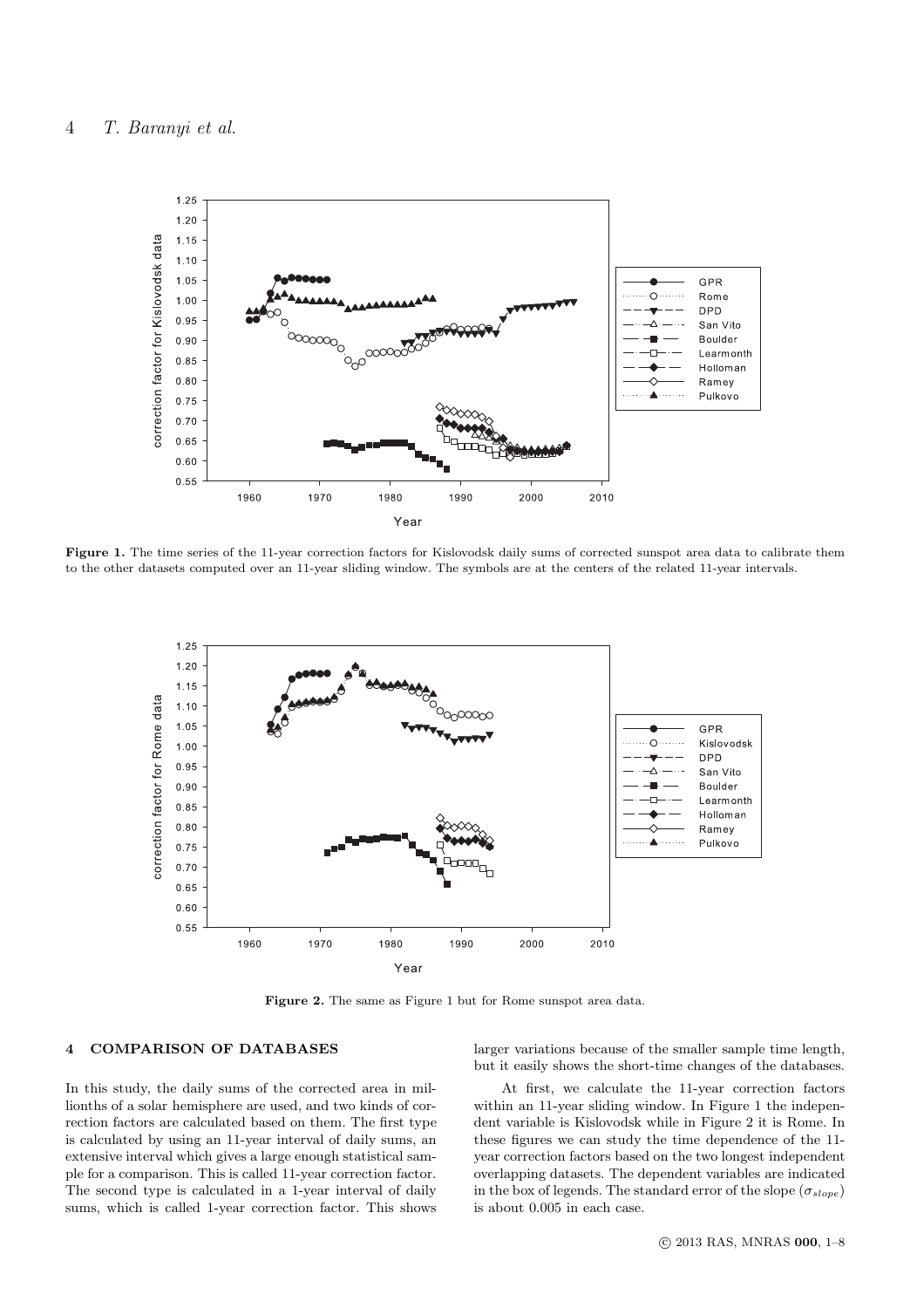**Figure 1.** The time series of the 11-year correction factors for Kislovodsk daily sums of corrected sunspot area data to calibrate them to the other datasets computed over an 11-year sliding window. The symbols are at the centers of the related 11-year intervals.

**Figure 2.** The same as Figure 1 but for Rome sunspot area data.

## 4 COMPARISON OF DATABASES

In this study, the daily sums of the corrected area in millionths of a solar hemisphere are used, and two kinds of correction factors are calculated based on them. The first type is calculated by using an 11-year interval of daily sums, an extensive interval which gives a large enough statistical sample for a comparison. This is called 11-year correction factor. The second type is calculated in a 1-year interval of daily sums, which is called 1-year correction factor. This shows larger variations because of the smaller sample time length, but it easily shows the short-time changes of the databases.

At first, we calculate the 11-year correction factors within an 11-year sliding window. In Figure 1 the independent variable is Kislovodsk while in Figure 2 it is Rome. In these figures we can study the time dependence of the 11-year correction factors based on the two longest independent overlapping datasets. The dependent variables are indicated in the box of legends. The standard error of the slope ($\sigma_{slope}$) is about 0.005 in each case.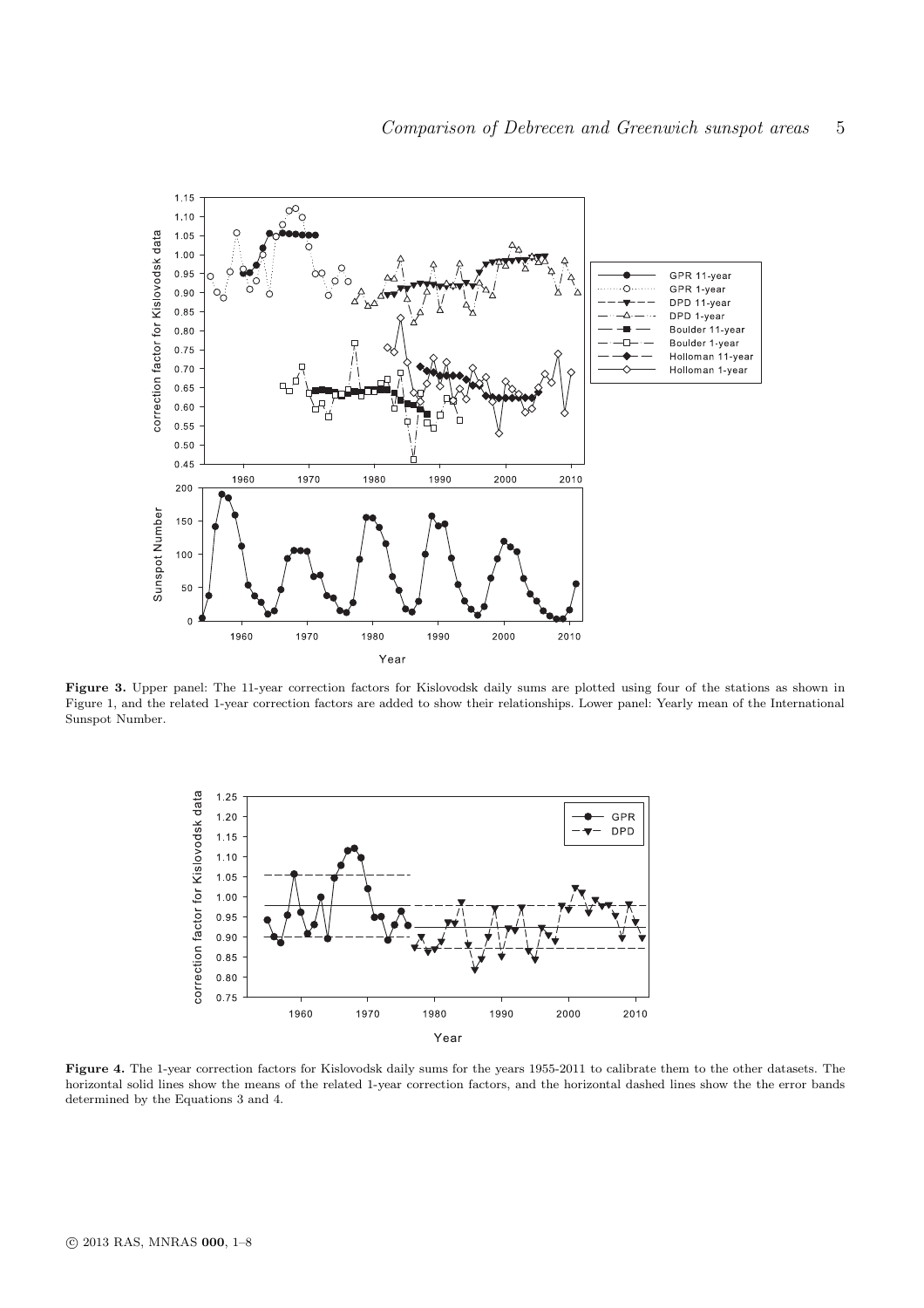**Figure 3.** Upper panel: The 11-year correction factors for Kislovodsk daily sums are plotted using four of the stations as shown in Figure 1, and the related 1-year correction factors are added to show their relationships. Lower panel: Yearly mean of the International Sunspot Number.

**Figure 4.** The 1-year correction factors for Kislovodsk daily sums for the years 1955-2011 to calibrate them to the other datasets. The horizontal solid lines show the means of the related 1-year correction factors, and the horizontal dashed lines show the the error bands determined by the Equations 3 and 4.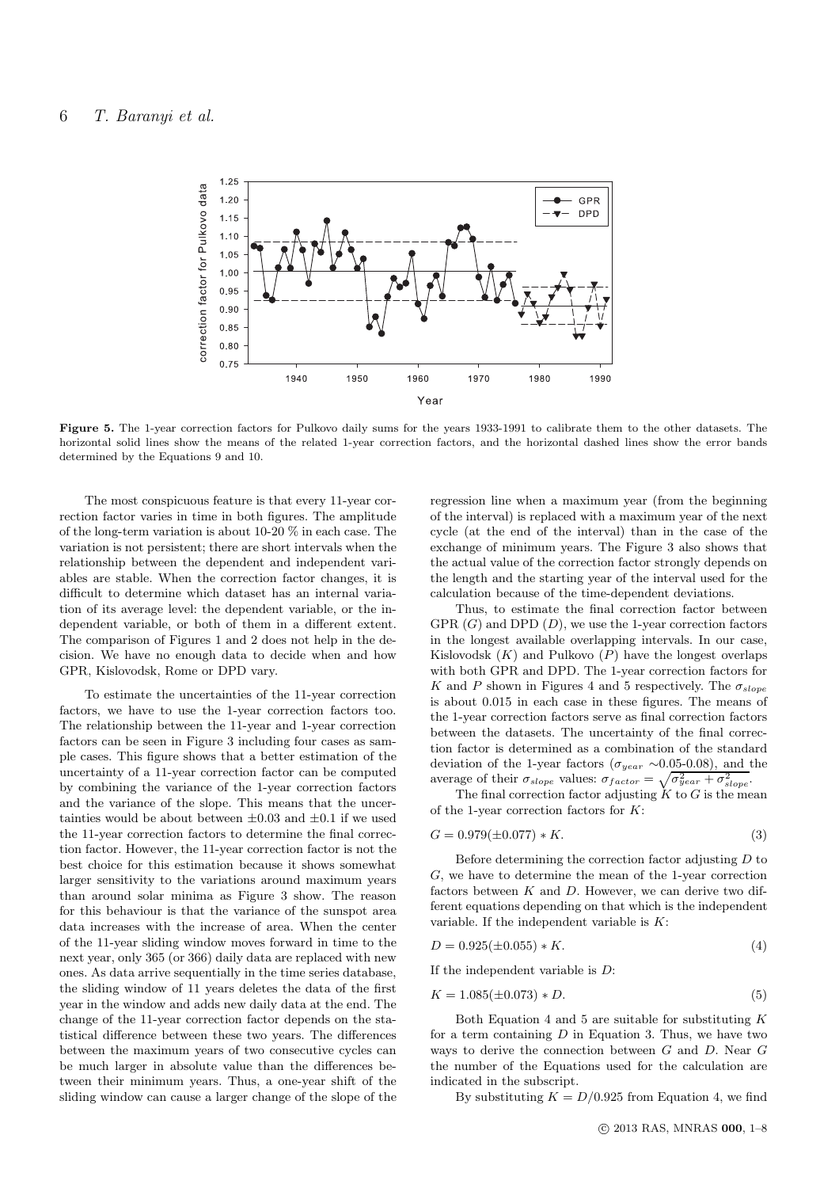**Figure 5.** The 1-year correction factors for Pulkovo daily sums for the years 1933-1991 to calibrate them to the other datasets. The horizontal solid lines show the means of the related 1-year correction factors, and the horizontal dashed lines show the error bands determined by the Equations 9 and 10.

The most conspicuous feature is that every 11-year correction factor varies in time in both figures. The amplitude of the long-term variation is about 10-20 % in each case. The variation is not persistent; there are short intervals when the relationship between the dependent and independent variables are stable. When the correction factor changes, it is difficult to determine which dataset has an internal variation of its average level: the dependent variable, or the independent variable, or both of them in a different extent. The comparison of Figures 1 and 2 does not help in the decision. We have no enough data to decide when and how GPR, Kislovodsk, Rome or DPD vary.

To estimate the uncertainties of the 11-year correction factors, we have to use the 1-year correction factors too. The relationship between the 11-year and 1-year correction factors can be seen in Figure 3 including four cases as sample cases. This figure shows that a better estimation of the uncertainty of a 11-year correction factor can be computed by combining the variance of the 1-year correction factors and the variance of the slope. This means that the uncertainties would be about between $\pm0.03$ and $\pm0.1$ if we used the 11-year correction factors to determine the final correction factor. However, the 11-year correction factor is not the best choice for this estimation because it shows somewhat larger sensitivity to the variations around maximum years than around solar minima as Figure 3 show. The reason for this behaviour is that the variance of the sunspot area data increases with the increase of area. When the center of the 11-year sliding window moves forward in time to the next year, only 365 (or 366) daily data are replaced with new ones. As data arrive sequentially in the time series database, the sliding window of 11 years deletes the data of the first year in the window and adds new daily data at the end. The change of the 11-year correction factor depends on the statistical difference between these two years. The differences between the maximum years of two consecutive cycles can be much larger in absolute value than the differences between their minimum years. Thus, a one-year shift of the sliding window can cause a larger change of the slope of the regression line when a maximum year (from the beginning of the interval) is replaced with a maximum year of the next cycle (at the end of the interval) than in the case of the exchange of minimum years. The Figure 3 also shows that the actual value of the correction factor strongly depends on the length and the starting year of the interval used for the calculation because of the time-dependent deviations.

Thus, to estimate the final correction factor between GPR ($G$) and DPD ($D$), we use the 1-year correction factors in the longest available overlapping intervals. In our case, Kislovodsk ($K$) and Pulkovo ($P$) have the longest overlaps with both GPR and DPD. The 1-year correction factors for $K$ and $P$ shown in Figures 4 and 5 respectively. The $\sigma_{slope}$ is about 0.015 in each case in these figures. The means of the 1-year correction factors serve as final correction factors between the datasets. The uncertainty of the final correction factor is determined as a combination of the standard deviation of the 1-year factors ($\sigma_{year}$ ~0.05-0.08), and the average of their $\sigma_{slope}$ values: $\sigma_{factor} = \sqrt{\sigma_{year}^2 + \sigma_{slope}^2}$.

The final correction factor adjusting $K$ to $G$ is the mean of the 1-year correction factors for $K$:

$$G = 0.979(\pm0.077) * K. \tag{3}$$

Before determining the correction factor adjusting $D$ to $G$, we have to determine the mean of the 1-year correction factors between $K$ and $D$. However, we can derive two different equations depending on that which is the independent variable. If the independent variable is $K$:

$$D = 0.925(\pm0.055) * K. \tag{4}$$

If the independent variable is $D$:

$$K = 1.085(\pm0.073) * D. \tag{5}$$

Both Equation 4 and 5 are suitable for substituting $K$ for a term containing $D$ in Equation 3. Thus, we have two ways to derive the connection between $G$ and $D$. Near $G$ the number of the Equations used for the calculation are indicated in the subscript.

By substituting $K = D/0.925$ from Equation 4, we find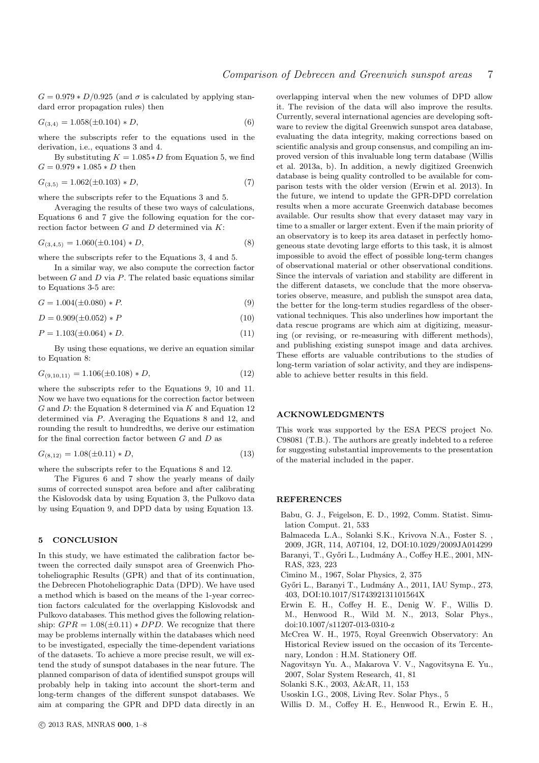$G = 0.979 * D/0.925$ (and $\sigma$ is calculated by applying standard error propagation rules) then

$$G_{(3,4)} = 1.058(\pm 0.104) * D, \quad (6)$$

where the subscripts refer to the equations used in the derivation, i.e., equations 3 and 4.

By substituting $K = 1.085 * D$ from Equation 5, we find $G = 0.979 * 1.085 * D$ then

$$G_{(3,5)} = 1.062(\pm 0.103) * D, \quad (7)$$

where the subscripts refer to the Equations 3 and 5.

Averaging the results of these two ways of calculations, Equations 6 and 7 give the following equation for the correction factor between $G$ and $D$ determined via $K$:

$$G_{(3,4,5)} = 1.060(\pm 0.104) * D, \quad (8)$$

where the subscripts refer to the Equations 3, 4 and 5.

In a similar way, we also compute the correction factor between $G$ and $D$ via $P$. The related basic equations similar to Equations 3-5 are:

$$G = 1.004(\pm 0.080) * P. \quad (9)$$

$$D = 0.909(\pm 0.052) * P \quad (10)$$

$$P = 1.103(\pm 0.064) * D. \quad (11)$$

By using these equations, we derive an equation similar to Equation 8:

$$G_{(9,10,11)} = 1.106(\pm 0.108) * D, \quad (12)$$

where the subscripts refer to the Equations 9, 10 and 11. Now we have two equations for the correction factor between $G$ and $D$: the Equation 8 determined via $K$ and Equation 12 determined via $P$. Averaging the Equations 8 and 12, and rounding the result to hundredths, we derive our estimation for the final correction factor between $G$ and $D$ as

$$G_{(8,12)} = 1.08(\pm 0.11) * D, \quad (13)$$

where the subscripts refer to the Equations 8 and 12.

The Figures 6 and 7 show the yearly means of daily sums of corrected sunspot area before and after calibrating the Kislovodsk data by using Equation 3, the Pulkovo data by using Equation 9, and DPD data by using Equation 13.

## 5 CONCLUSION

In this study, we have estimated the calibration factor between the corrected daily sunspot area of Greenwich Photoheliographic Results (GPR) and that of its continuation, the Debrecen Photoheliographic Data (DPD). We have used a method which is based on the means of the 1-year correction factors calculated for the overlapping Kislovodsk and Pulkovo databases. This method gives the following relationship: $GPR = 1.08(\pm 0.11) * DPD$. We recognize that there may be problems internally within the databases which need to be investigated, especially the time-dependent variations of the datasets. To achieve a more precise result, we will extend the study of sunspot databases in the near future. The planned comparison of data of identified sunspot groups will probably help in taking into account the short-term and long-term changes of the different sunspot databases. We aim at comparing the GPR and DPD data directly in an overlapping interval when the new volumes of DPD allow it. The revision of the data will also improve the results. Currently, several international agencies are developing software to review the digital Greenwich sunspot area database, evaluating the data integrity, making corrections based on scientific analysis and group consensus, and compiling an improved version of this invaluable long term database (Willis et al. 2013a, b). In addition, a newly digitized Greenwich database is being quality controlled to be available for comparison tests with the older version (Erwin et al. 2013). In the future, we intend to update the GPR-DPD correlation results when a more accurate Greenwich database becomes available. Our results show that every dataset may vary in time to a smaller or larger extent. Even if the main priority of an observatory is to keep its area dataset in perfectly homogeneous state devoting large efforts to this task, it is almost impossible to avoid the effect of possible long-term changes of observational material or other observational conditions. Since the intervals of variation and stability are different in the different datasets, we conclude that the more observatories observe, measure, and publish the sunspot area data, the better for the long-term studies regardless of the observational techniques. This also underlines how important the data rescue programs are which aim at digitizing, measuring (or revising, or re-measuring with different methods), and publishing existing sunspot image and data archives. These efforts are valuable contributions to the studies of long-term variation of solar activity, and they are indispensable to achieve better results in this field.

## ACKNOWLEDGMENTS

This work was supported by the ESA PECS project No. C98081 (T.B.). The authors are greatly indebted to a referee for suggesting substantial improvements to the presentation of the material included in the paper.

## REFERENCES

Babu, G. J., Feigelson, E. D., 1992, Comm. Statist. Simulation Comput. 21, 533

Balmaceda L.A., Solanki S.K., Krivova N.A., Foster S. , 2009, JGR, 114, A07104, 12, DOI:10.1029/2009JA014299

Baranyi, T., Győri L., Ludmány A., Coffey H.E., 2001, MNRAS, 323, 223

Cimino M., 1967, Solar Physics, 2, 375

Győri L., Baranyi T., Ludmány A., 2011, IAU Symp., 273, 403, DOI:10.1017/S174392131101564X

Erwin E. H., Coffey H. E., Denig W. F., Willis D. M., Henwood R., Wild M. N., 2013, Solar Phys., doi:10.1007/s11207-013-0310-z

McCrea W. H., 1975, Royal Greenwich Observatory: An Historical Review issued on the occasion of its Tercentenary, London : H.M. Stationery Off.

Nagovitsyn Yu. A., Makarova V. V., Nagovitsyna E. Yu., 2007, Solar System Research, 41, 81

Solanki S.K., 2003, A&AR, 11, 153

Usoskin I.G., 2008, Living Rev. Solar Phys., 5

Willis D. M., Coffey H. E., Henwood R., Erwin E. H.,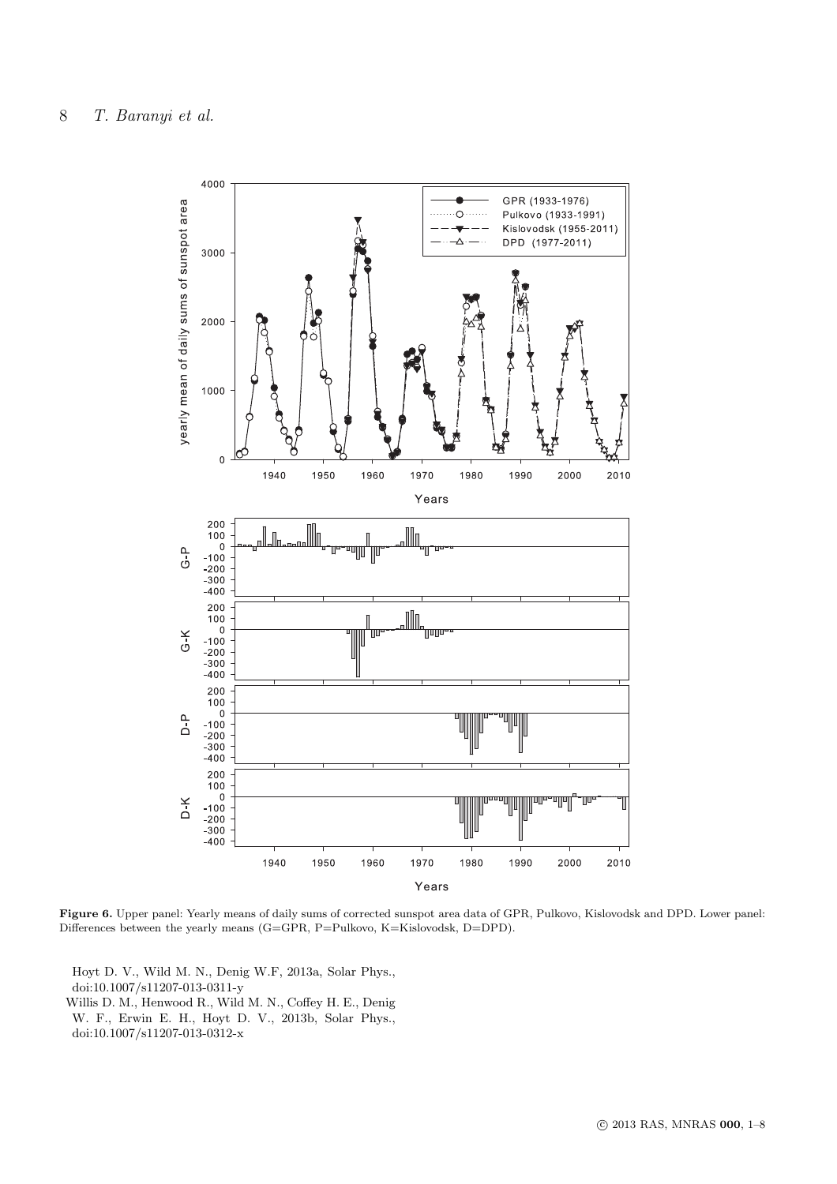**Figure 6.** Upper panel: Yearly means of daily sums of corrected sunspot area data of GPR, Pulkovo, Kislovodsk and DPD. Lower panel: Differences between the yearly means (G=GPR, P=Pulkovo, K=Kislovodsk, D=DPD).

Hoyt D. V., Wild M. N., Denig W.F, 2013a, Solar Phys., doi:10.1007/s11207-013-0311-y

Willis D. M., Henwood R., Wild M. N., Coffey H. E., Denig W. F., Erwin E. H., Hoyt D. V., 2013b, Solar Phys., doi:10.1007/s11207-013-0312-x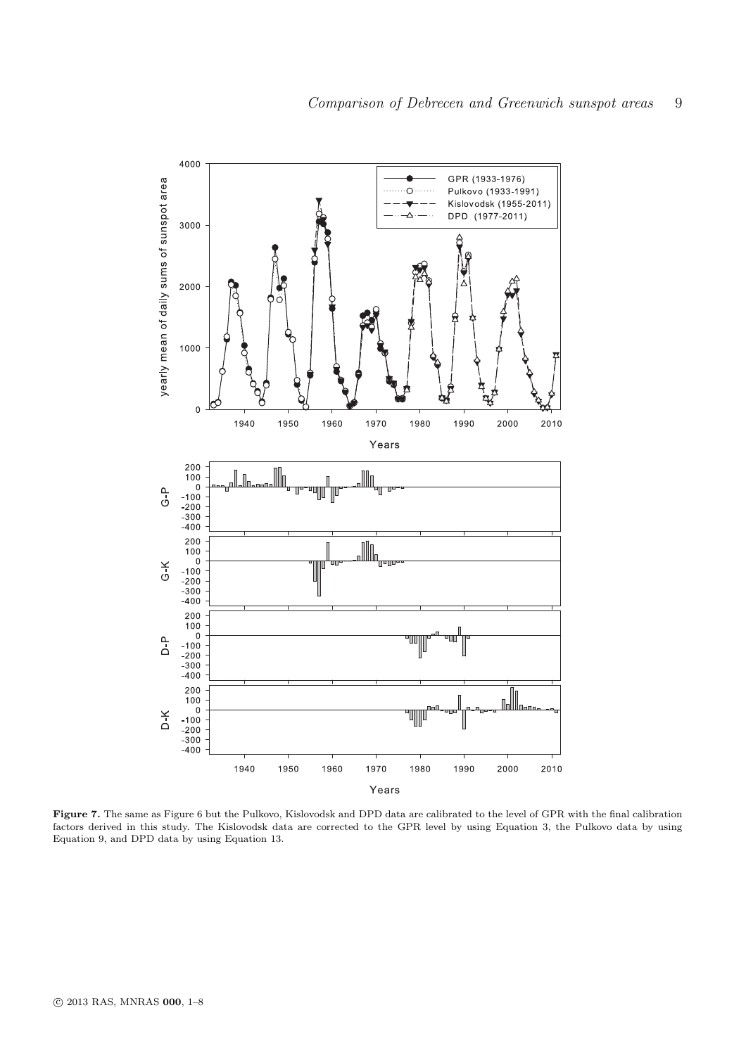yearly mean of daily sums of sunspot area

4000
3000
2000
1000
0

GPR (1933-1976)
Pulkovo (1933-1991)
Kislovodsk (1955-2011)
DPD (1977-2011)

1940 1950 1960 1970 1980 1990 2000 2010

Years

G-P

G-K

D-P

D-K

200
100
0
-100
-200
-300
-400

1940 1950 1960 1970 1980 1990 2000 2010

Years

**Figure 7.** The same as Figure 6 but the Pulkovo, Kislovodsk and DPD data are calibrated to the level of GPR with the final calibration factors derived in this study. The Kislovodsk data are corrected to the GPR level by using Equation 3, the Pulkovo data by using Equation 9, and DPD data by using Equation 13.